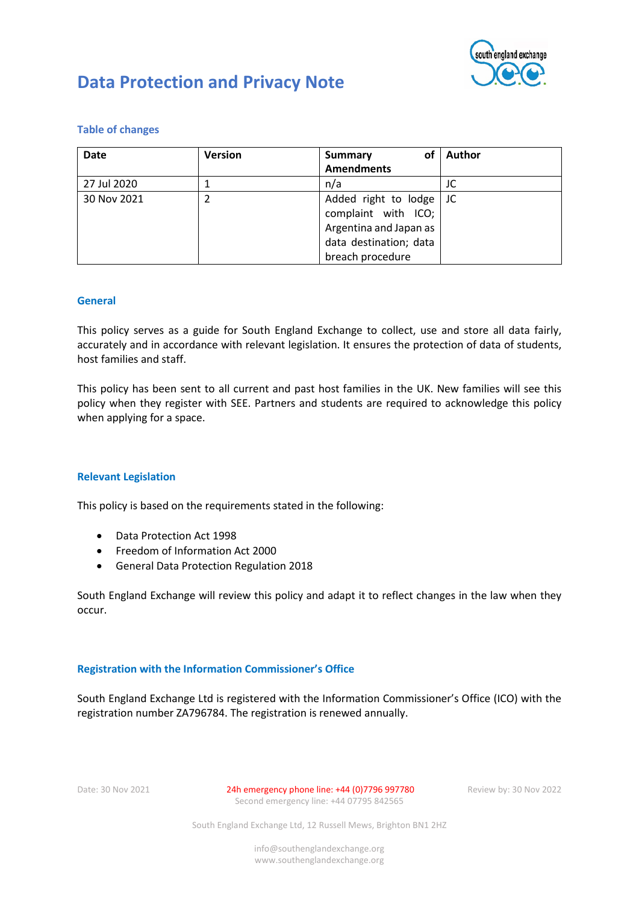# Data Protection and Privacy Note

## Table of changes

| Date | Version | Summary of Amendments | Author |
|---|---|---|---|
| 27 Jul 2020 | 1 | n/a | JC |
| 30 Nov 2021 | 2 | Added right to lodge complaint with ICO; Argentina and Japan as data destination; data breach procedure | JC |

## General

This policy serves as a guide for South England Exchange to collect, use and store all data fairly, accurately and in accordance with relevant legislation. It ensures the protection of data of students, host families and staff.

This policy has been sent to all current and past host families in the UK. New families will see this policy when they register with SEE. Partners and students are required to acknowledge this policy when applying for a space.

## Relevant Legislation

This policy is based on the requirements stated in the following:

- Data Protection Act 1998
- Freedom of Information Act 2000
- General Data Protection Regulation 2018

South England Exchange will review this policy and adapt it to reflect changes in the law when they occur.

## Registration with the Information Commissioner's Office

South England Exchange Ltd is registered with the Information Commissioner's Office (ICO) with the registration number ZA796784. The registration is renewed annually.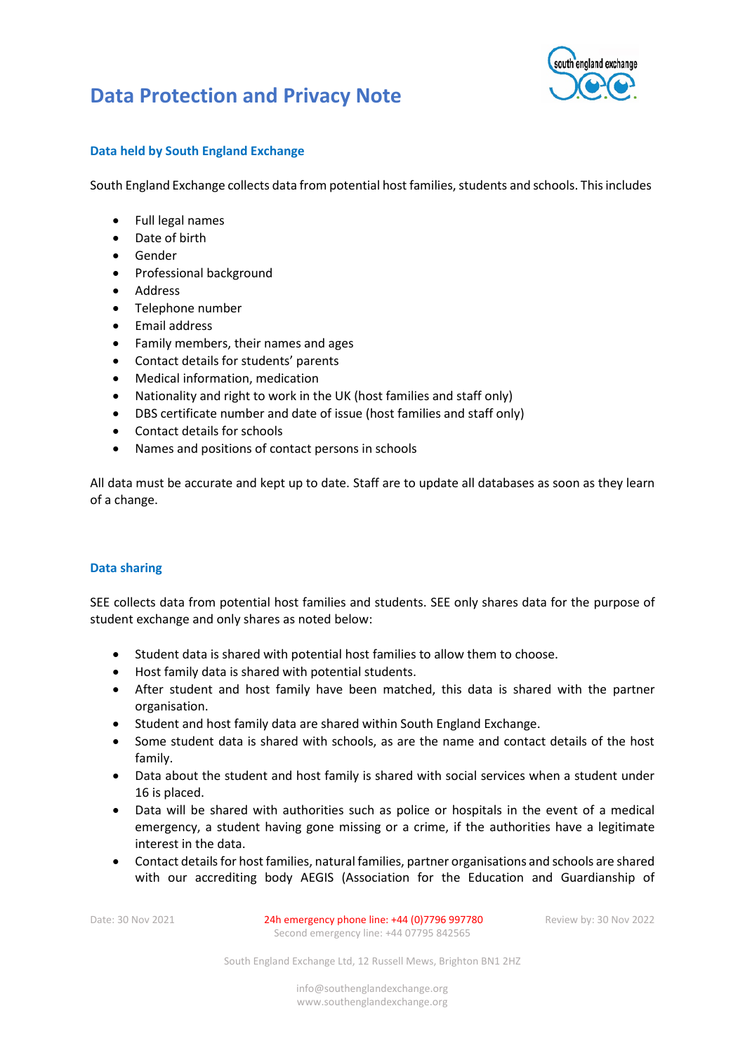# Data Protection and Privacy Note

## Data held by South England Exchange

South England Exchange collects data from potential host families, students and schools. This includes

- Full legal names
- Date of birth
- Gender
- Professional background
- Address
- Telephone number
- Email address
- Family members, their names and ages
- Contact details for students' parents
- Medical information, medication
- Nationality and right to work in the UK (host families and staff only)
- DBS certificate number and date of issue (host families and staff only)
- Contact details for schools
- Names and positions of contact persons in schools

All data must be accurate and kept up to date. Staff are to update all databases as soon as they learn of a change.

## Data sharing

SEE collects data from potential host families and students. SEE only shares data for the purpose of student exchange and only shares as noted below:

- Student data is shared with potential host families to allow them to choose.
- Host family data is shared with potential students.
- After student and host family have been matched, this data is shared with the partner organisation.
- Student and host family data are shared within South England Exchange.
- Some student data is shared with schools, as are the name and contact details of the host family.
- Data about the student and host family is shared with social services when a student under 16 is placed.
- Data will be shared with authorities such as police or hospitals in the event of a medical emergency, a student having gone missing or a crime, if the authorities have a legitimate interest in the data.
- Contact details for host families, natural families, partner organisations and schools are shared with our accrediting body AEGIS (Association for the Education and Guardianship of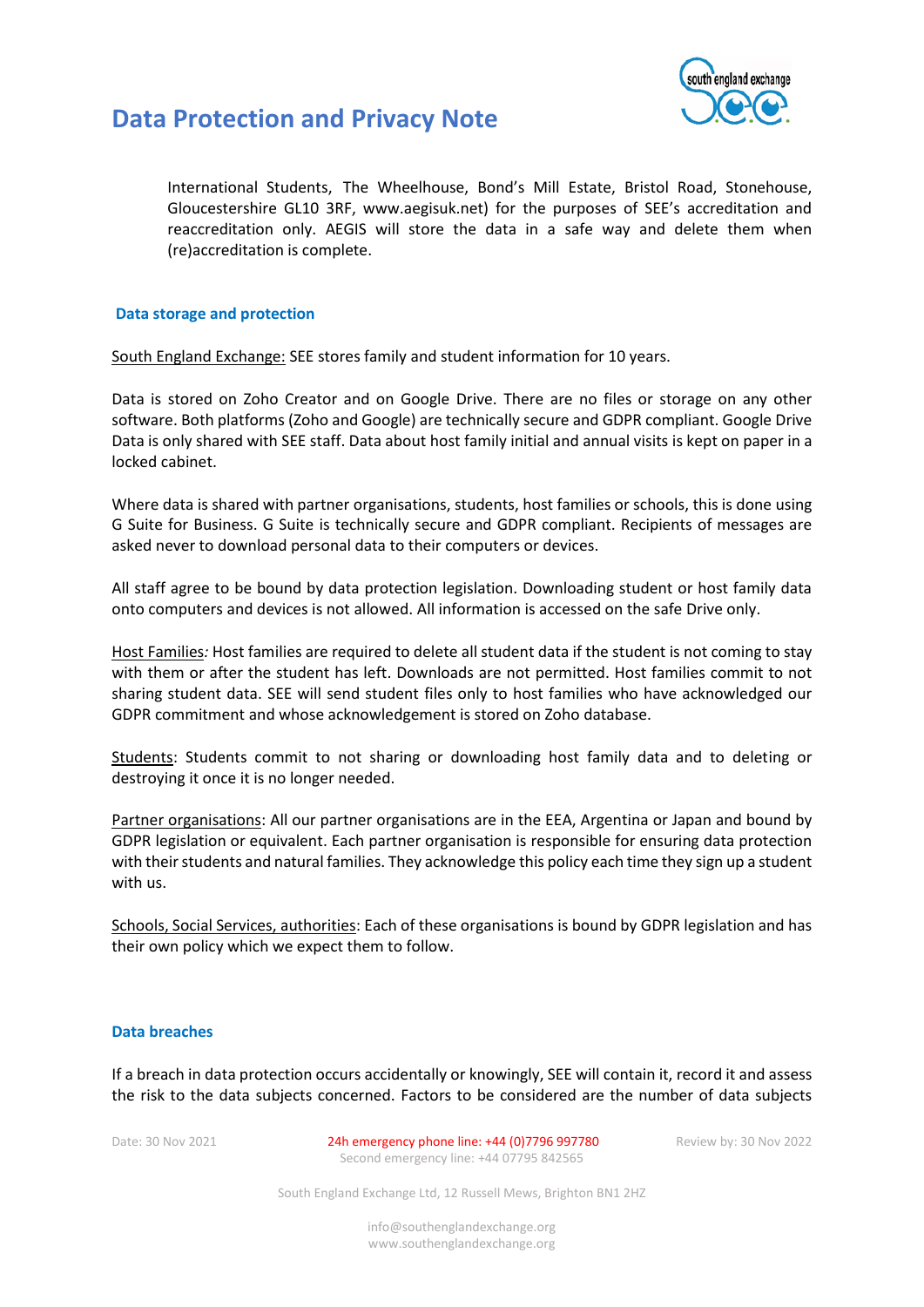International Students, The Wheelhouse, Bond's Mill Estate, Bristol Road, Stonehouse, Gloucestershire GL10 3RF, www.aegisuk.net) for the purposes of SEE's accreditation and reaccreditation only. AEGIS will store the data in a safe way and delete them when (re)accreditation is complete.

### Data storage and protection

South England Exchange: SEE stores family and student information for 10 years.

Data is stored on Zoho Creator and on Google Drive. There are no files or storage on any other software. Both platforms (Zoho and Google) are technically secure and GDPR compliant. Google Drive Data is only shared with SEE staff. Data about host family initial and annual visits is kept on paper in a locked cabinet.

Where data is shared with partner organisations, students, host families or schools, this is done using G Suite for Business. G Suite is technically secure and GDPR compliant. Recipients of messages are asked never to download personal data to their computers or devices.

All staff agree to be bound by data protection legislation. Downloading student or host family data onto computers and devices is not allowed. All information is accessed on the safe Drive only.

Host Families*:* Host families are required to delete all student data if the student is not coming to stay with them or after the student has left. Downloads are not permitted. Host families commit to not sharing student data. SEE will send student files only to host families who have acknowledged our GDPR commitment and whose acknowledgement is stored on Zoho database.

Students: Students commit to not sharing or downloading host family data and to deleting or destroying it once it is no longer needed.

Partner organisations: All our partner organisations are in the EEA, Argentina or Japan and bound by GDPR legislation or equivalent. Each partner organisation is responsible for ensuring data protection with their students and natural families. They acknowledge this policy each time they sign up a student with us.

Schools, Social Services, authorities: Each of these organisations is bound by GDPR legislation and has their own policy which we expect them to follow.

### Data breaches

If a breach in data protection occurs accidentally or knowingly, SEE will contain it, record it and assess the risk to the data subjects concerned. Factors to be considered are the number of data subjects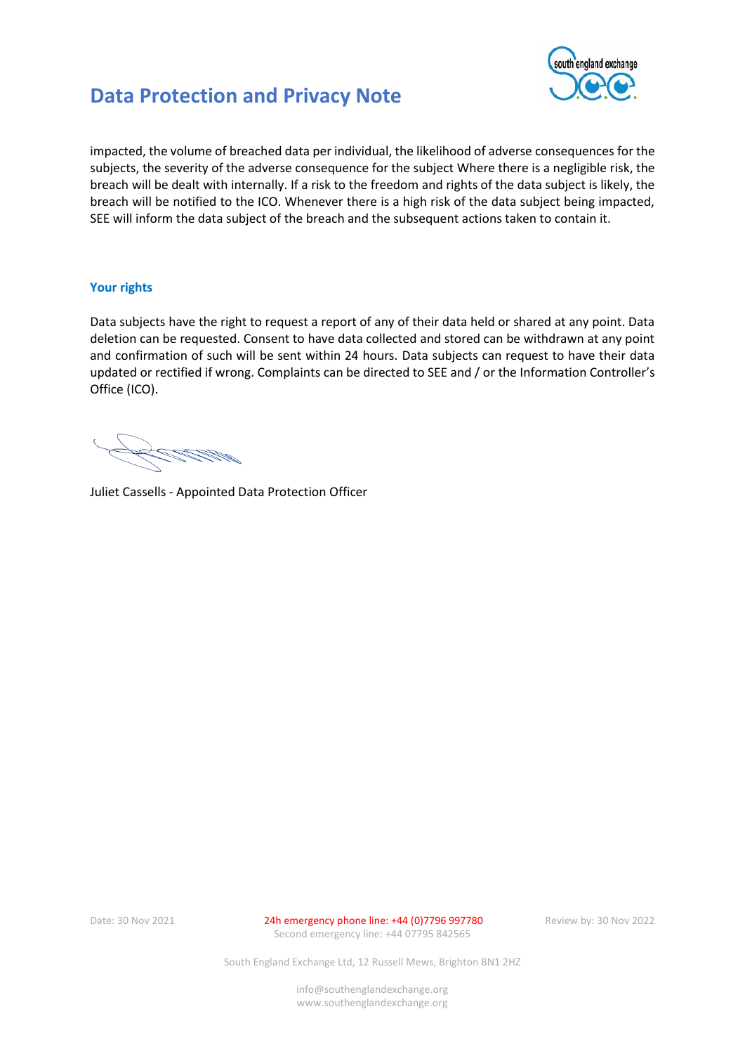impacted, the volume of breached data per individual, the likelihood of adverse consequences for the subjects, the severity of the adverse consequence for the subject Where there is a negligible risk, the breach will be dealt with internally. If a risk to the freedom and rights of the data subject is likely, the breach will be notified to the ICO. Whenever there is a high risk of the data subject being impacted, SEE will inform the data subject of the breach and the subsequent actions taken to contain it.

### Your rights

Data subjects have the right to request a report of any of their data held or shared at any point. Data deletion can be requested. Consent to have data collected and stored can be withdrawn at any point and confirmation of such will be sent within 24 hours. Data subjects can request to have their data updated or rectified if wrong. Complaints can be directed to SEE and / or the Information Controller's Office (ICO).

Juliet Cassells - Appointed Data Protection Officer